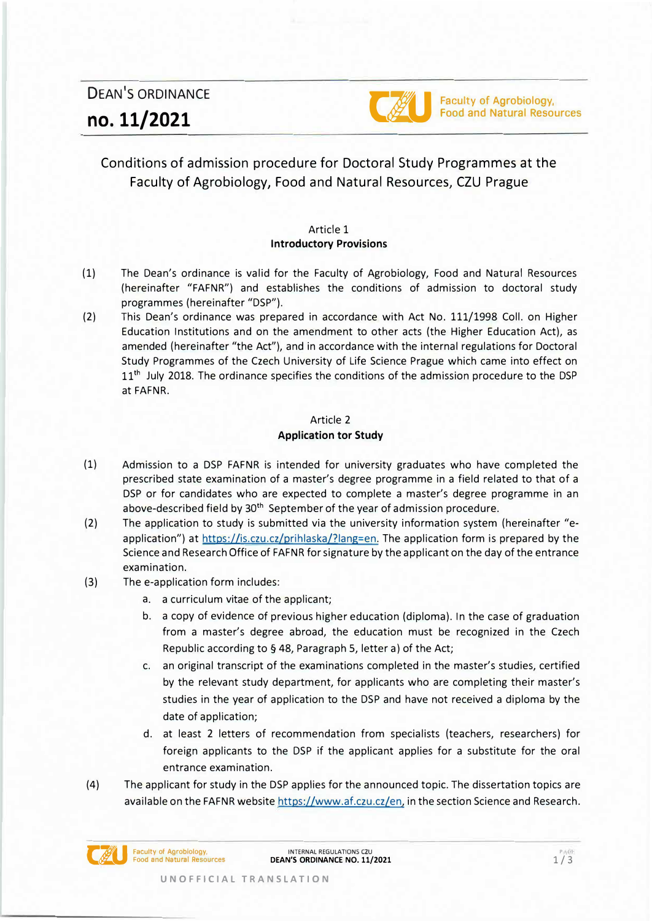# DEAN'S ORDINANCE

# no. 11/2021

Faculty of Agrobiology, Food and Natural Resources

## Conditions of admission procedure for Doctoral Study Programmes at the Faculty of Agrobiology, Food and Natural Resources, CZU Prague

### Article 1
### Introductory Provisions

(1) The Dean's ordinance is valid for the Faculty of Agrobiology, Food and Natural Resources (hereinafter "FAFNR") and establishes the conditions of admission to doctoral study programmes (hereinafter "DSP").

(2) This Dean's ordinance was prepared in accordance with Act No. 111/1998 Coll. on Higher Education Institutions and on the amendment to other acts (the Higher Education Act), as amended (hereinafter "the Act"), and in accordance with the internal regulations for Doctoral Study Programmes of the Czech University of Life Science Prague which came into effect on 11th July 2018. The ordinance specifies the conditions of the admission procedure to the DSP at FAFNR.

### Article 2
### Application tor Study

(1) Admission to a DSP FAFNR is intended for university graduates who have completed the prescribed state examination of a master's degree programme in a field related to that of a DSP or for candidates who are expected to complete a master's degree programme in an above-described field by 30th September of the year of admission procedure.

(2) The application to study is submitted via the university information system (hereinafter "e-application") at https://is.czu.cz/prihlaska/?lang=en. The application form is prepared by the Science and Research Office of FAFNR for signature by the applicant on the day of the entrance examination.

(3) The e-application form includes:

   a. a curriculum vitae of the applicant;
   b. a copy of evidence of previous higher education (diploma). In the case of graduation from a master's degree abroad, the education must be recognized in the Czech Republic according to § 48, Paragraph 5, letter a) of the Act;
   c. an original transcript of the examinations completed in the master's studies, certified by the relevant study department, for applicants who are completing their master's studies in the year of application to the DSP and have not received a diploma by the date of application;
   d. at least 2 letters of recommendation from specialists (teachers, researchers) for foreign applicants to the DSP if the applicant applies for a substitute for the oral entrance examination.

(4) The applicant for study in the DSP applies for the announced topic. The dissertation topics are available on the FAFNR website https://www.af.czu.cz/en, in the section Science and Research.

UNOFFICIAL TRANSLATION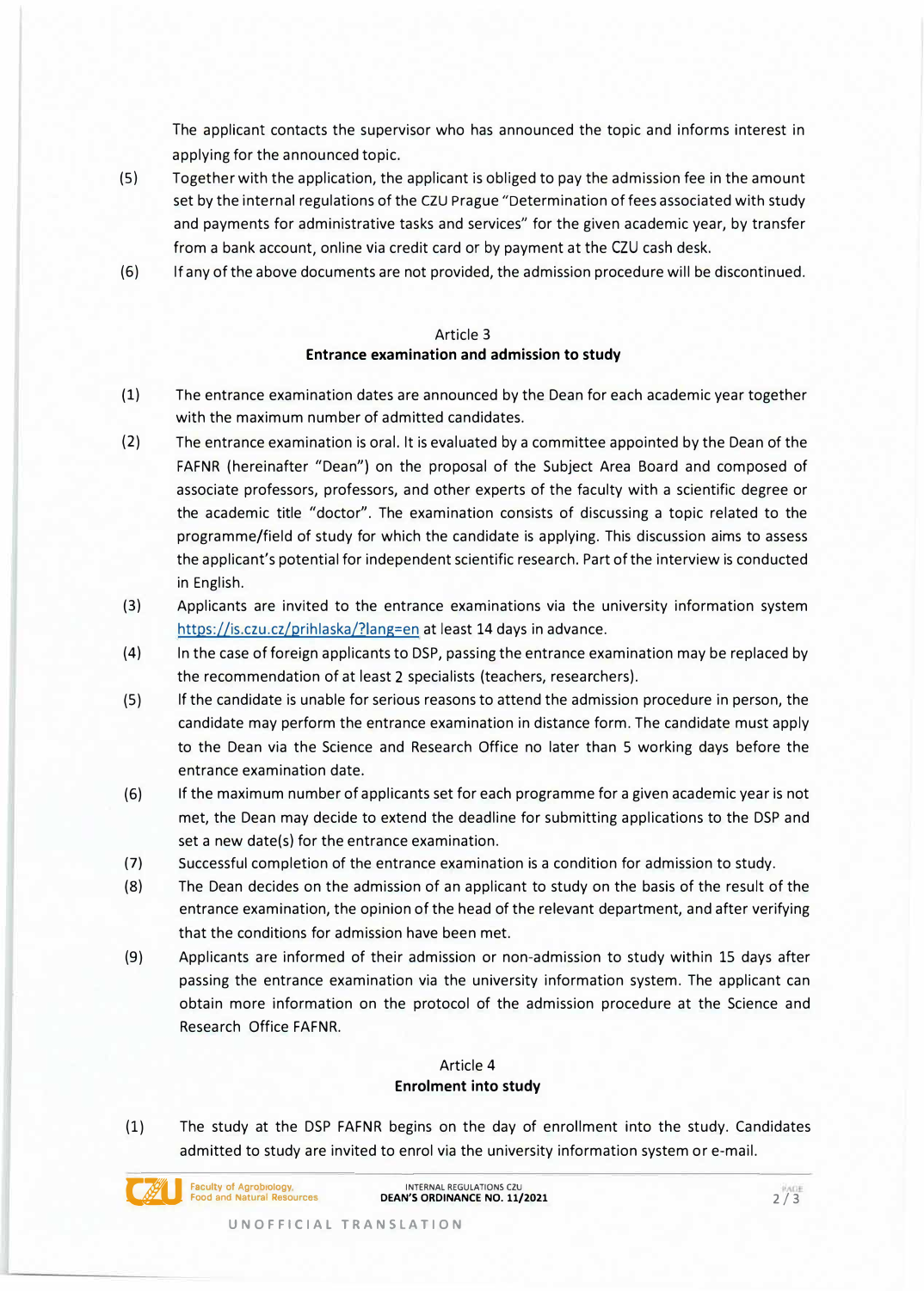The applicant contacts the supervisor who has announced the topic and informs interest in applying for the announced topic.

(5) Together with the application, the applicant is obliged to pay the admission fee in the amount set by the internal regulations of the CZU Prague "Determination of fees associated with study and payments for administrative tasks and services" for the given academic year, by transfer from a bank account, online via credit card or by payment at the CZU cash desk.

(6) If any of the above documents are not provided, the admission procedure will be discontinued.

## Article 3
## **Entrance examination and admission to study**

(1) The entrance examination dates are announced by the Dean for each academic year together with the maximum number of admitted candidates.

(2) The entrance examination is oral. It is evaluated by a committee appointed by the Dean of the FAFNR (hereinafter "Dean") on the proposal of the Subject Area Board and composed of associate professors, professors, and other experts of the faculty with a scientific degree or the academic title "doctor". The examination consists of discussing a topic related to the programme/field of study for which the candidate is applying. This discussion aims to assess the applicant's potential for independent scientific research. Part of the interview is conducted in English.

(3) Applicants are invited to the entrance examinations via the university information system https://is.czu.cz/prihlaska/?lang=en at least 14 days in advance.

(4) In the case of foreign applicants to DSP, passing the entrance examination may be replaced by the recommendation of at least 2 specialists (teachers, researchers).

(5) If the candidate is unable for serious reasons to attend the admission procedure in person, the candidate may perform the entrance examination in distance form. The candidate must apply to the Dean via the Science and Research Office no later than 5 working days before the entrance examination date.

(6) If the maximum number of applicants set for each programme for a given academic year is not met, the Dean may decide to extend the deadline for submitting applications to the DSP and set a new date(s) for the entrance examination.

(7) Successful completion of the entrance examination is a condition for admission to study.

(8) The Dean decides on the admission of an applicant to study on the basis of the result of the entrance examination, the opinion of the head of the relevant department, and after verifying that the conditions for admission have been met.

(9) Applicants are informed of their admission or non-admission to study within 15 days after passing the entrance examination via the university information system. The applicant can obtain more information on the protocol of the admission procedure at the Science and Research Office FAFNR.

## Article 4
## **Enrolment into study**

(1) The study at the DSP FAFNR begins on the day of enrollment into the study. Candidates admitted to study are invited to enrol via the university information system or e-mail.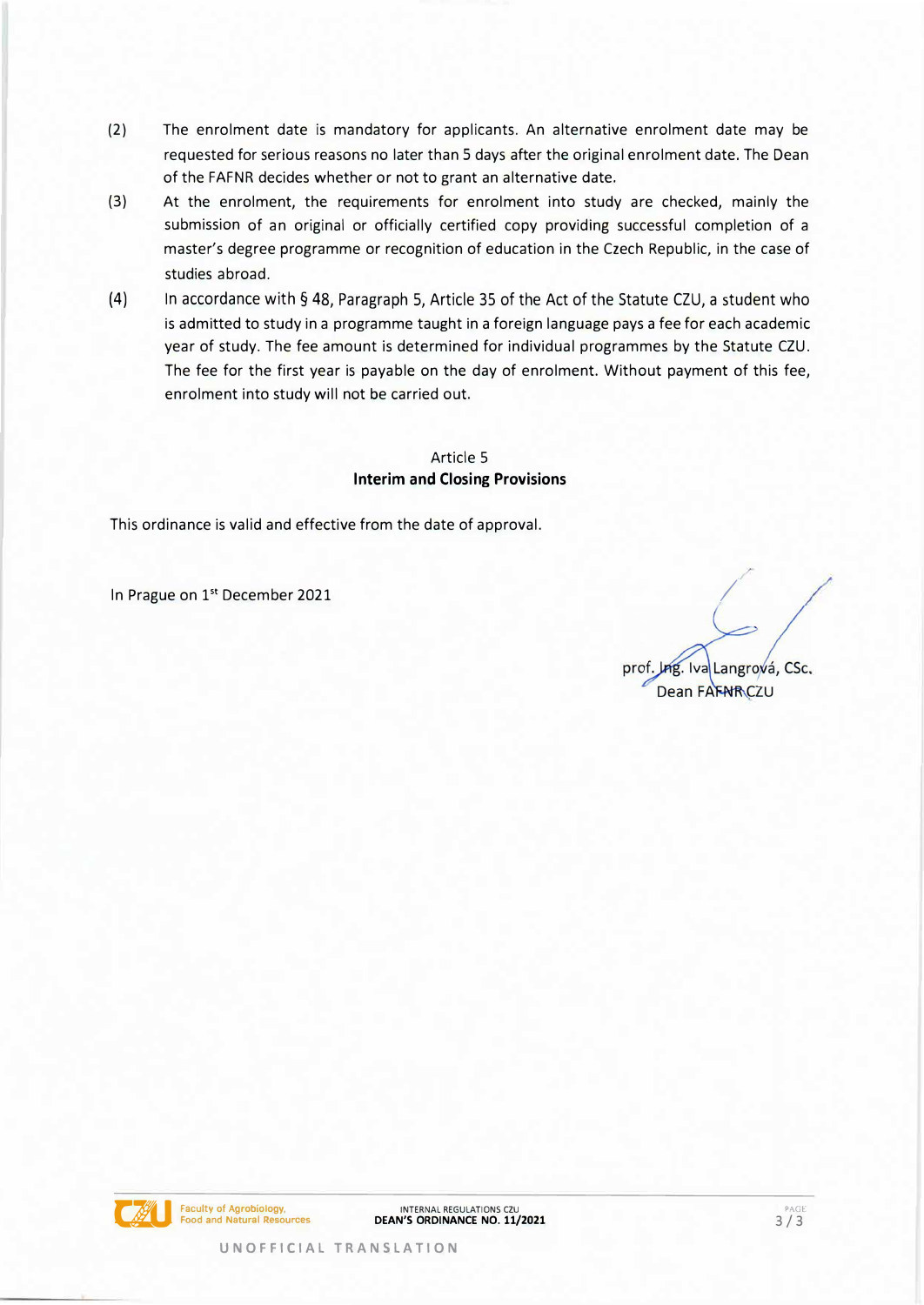(2) The enrolment date is mandatory for applicants. An alternative enrolment date may be requested for serious reasons no later than 5 days after the original enrolment date. The Dean of the FAFNR decides whether or not to grant an alternative date.

(3) At the enrolment, the requirements for enrolment into study are checked, mainly the submission of an original or officially certified copy providing successful completion of a master's degree programme or recognition of education in the Czech Republic, in the case of studies abroad.

(4) In accordance with § 48, Paragraph 5, Article 35 of the Act of the Statute CZU, a student who is admitted to study in a programme taught in a foreign language pays a fee for each academic year of study. The fee amount is determined for individual programmes by the Statute CZU. The fee for the first year is payable on the day of enrolment. Without payment of this fee, enrolment into study will not be carried out.

## Article 5
## **Interim and Closing Provisions**

This ordinance is valid and effective from the date of approval.

In Prague on 1st December 2021

prof. Ing. Iva Langrová, CSc.
Dean FAFNR CZU

UNOFFICIAL TRANSLATION